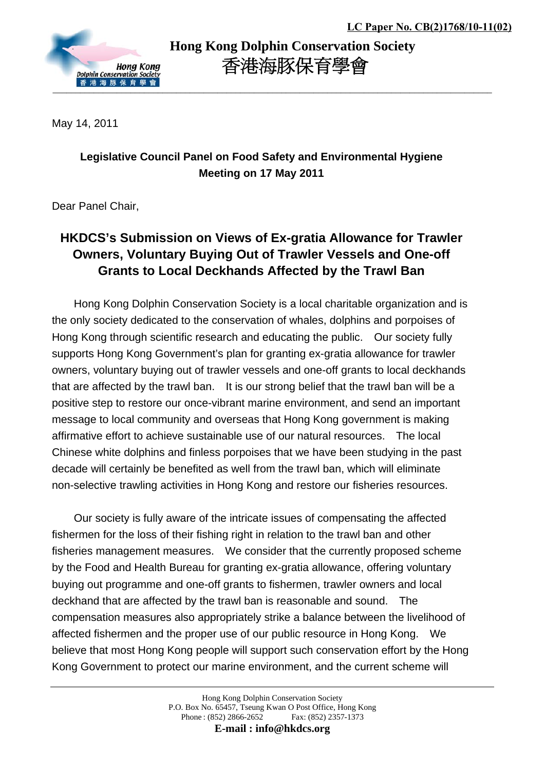LC Paper No. CB(2)1768/10-11(02)

**Hong Kong Dolphin Conservation Society**
**香港海豚保育學會**

May 14, 2011

**Legislative Council Panel on Food Safety and Environmental Hygiene**
**Meeting on 17 May 2011**

Dear Panel Chair,

## HKDCS's Submission on Views of Ex-gratia Allowance for Trawler Owners, Voluntary Buying Out of Trawler Vessels and One-off Grants to Local Deckhands Affected by the Trawl Ban

Hong Kong Dolphin Conservation Society is a local charitable organization and is the only society dedicated to the conservation of whales, dolphins and porpoises of Hong Kong through scientific research and educating the public. Our society fully supports Hong Kong Government's plan for granting ex-gratia allowance for trawler owners, voluntary buying out of trawler vessels and one-off grants to local deckhands that are affected by the trawl ban. It is our strong belief that the trawl ban will be a positive step to restore our once-vibrant marine environment, and send an important message to local community and overseas that Hong Kong government is making affirmative effort to achieve sustainable use of our natural resources. The local Chinese white dolphins and finless porpoises that we have been studying in the past decade will certainly be benefited as well from the trawl ban, which will eliminate non-selective trawling activities in Hong Kong and restore our fisheries resources.

Our society is fully aware of the intricate issues of compensating the affected fishermen for the loss of their fishing right in relation to the trawl ban and other fisheries management measures. We consider that the currently proposed scheme by the Food and Health Bureau for granting ex-gratia allowance, offering voluntary buying out programme and one-off grants to fishermen, trawler owners and local deckhand that are affected by the trawl ban is reasonable and sound. The compensation measures also appropriately strike a balance between the livelihood of affected fishermen and the proper use of our public resource in Hong Kong. We believe that most Hong Kong people will support such conservation effort by the Hong Kong Government to protect our marine environment, and the current scheme will

Hong Kong Dolphin Conservation Society
P.O. Box No. 65457, Tseung Kwan O Post Office, Hong Kong
Phone : (852) 2866-2652 Fax: (852) 2357-1373
**E-mail : info@hkdcs.org**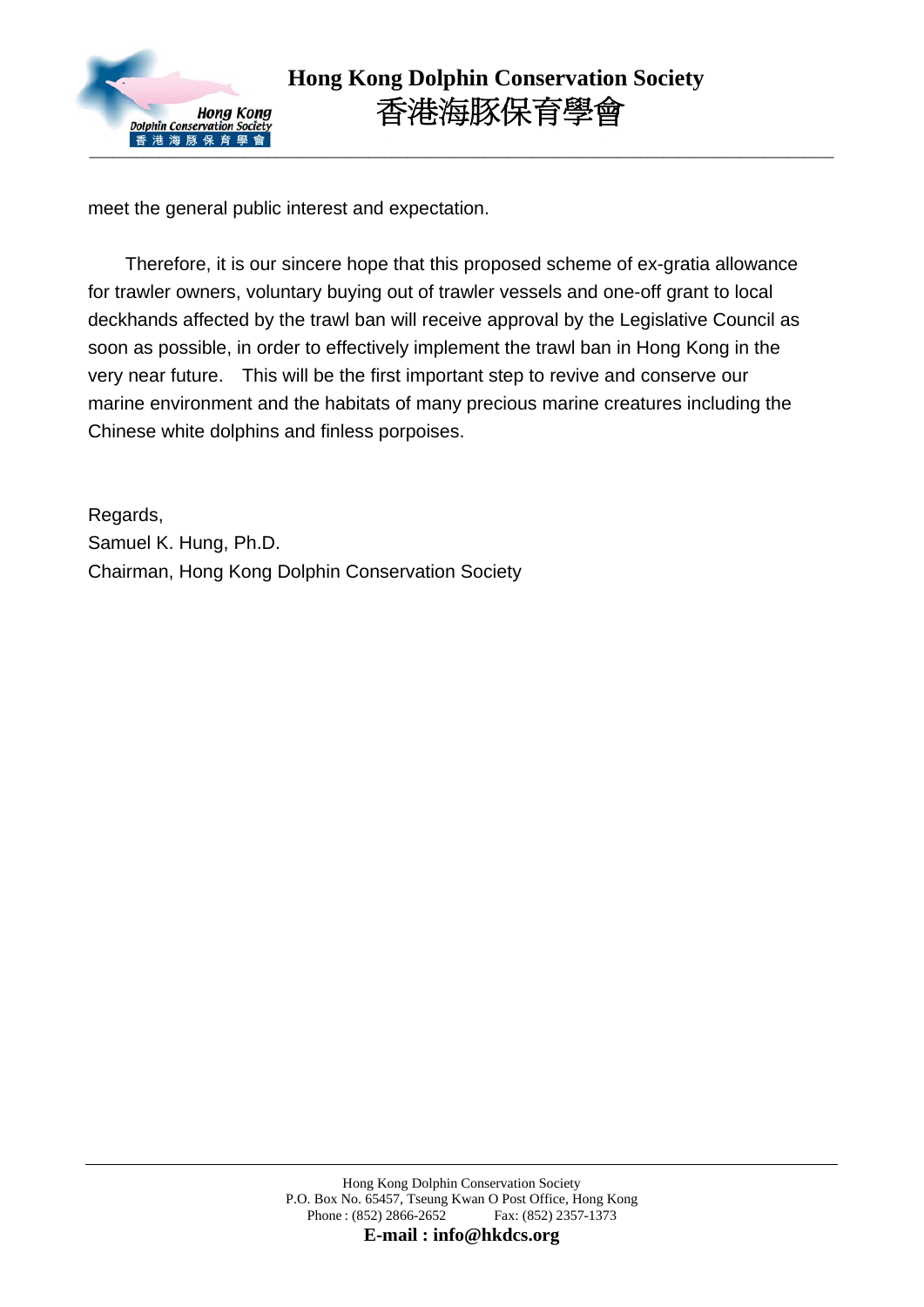meet the general public interest and expectation.

Therefore, it is our sincere hope that this proposed scheme of ex-gratia allowance for trawler owners, voluntary buying out of trawler vessels and one-off grant to local deckhands affected by the trawl ban will receive approval by the Legislative Council as soon as possible, in order to effectively implement the trawl ban in Hong Kong in the very near future. This will be the first important step to revive and conserve our marine environment and the habitats of many precious marine creatures including the Chinese white dolphins and finless porpoises.

Regards,
Samuel K. Hung, Ph.D.
Chairman, Hong Kong Dolphin Conservation Society